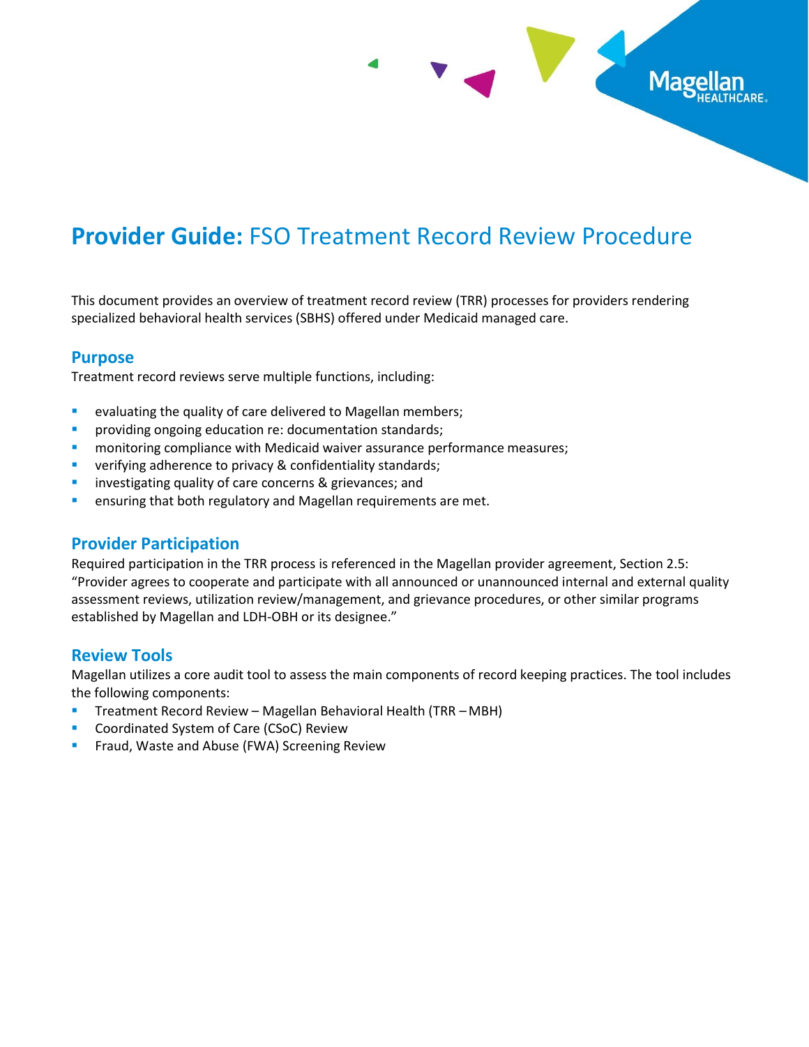# **Provider Guide:** FSO Treatment Record Review Procedure

This document provides an overview of treatment record review (TRR) processes for providers rendering specialized behavioral health services (SBHS) offered under Medicaid managed care.

## Purpose

Treatment record reviews serve multiple functions, including:

- evaluating the quality of care delivered to Magellan members;
- providing ongoing education re: documentation standards;
- monitoring compliance with Medicaid waiver assurance performance measures;
- verifying adherence to privacy & confidentiality standards;
- investigating quality of care concerns & grievances; and
- ensuring that both regulatory and Magellan requirements are met.

## Provider Participation

Required participation in the TRR process is referenced in the Magellan provider agreement, Section 2.5: "Provider agrees to cooperate and participate with all announced or unannounced internal and external quality assessment reviews, utilization review/management, and grievance procedures, or other similar programs established by Magellan and LDH-OBH or its designee."

## Review Tools

Magellan utilizes a core audit tool to assess the main components of record keeping practices. The tool includes the following components:

- Treatment Record Review – Magellan Behavioral Health (TRR – MBH)
- Coordinated System of Care (CSoC) Review
- Fraud, Waste and Abuse (FWA) Screening Review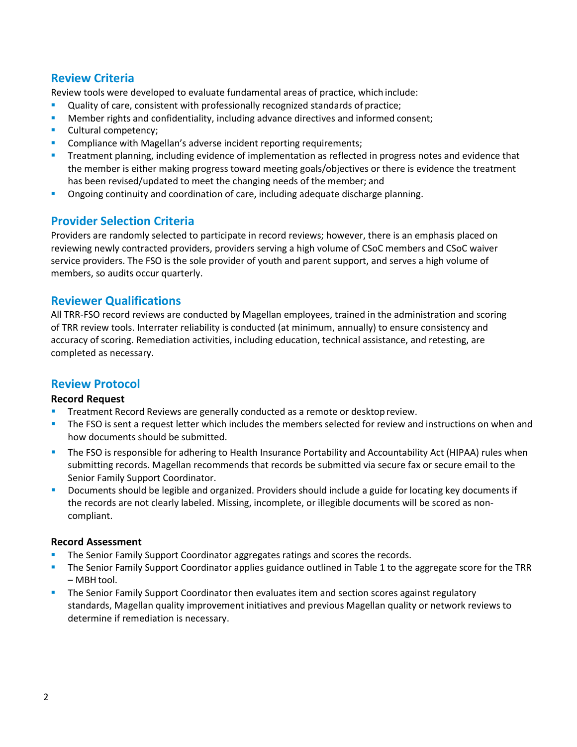## Review Criteria

Review tools were developed to evaluate fundamental areas of practice, which include:

- Quality of care, consistent with professionally recognized standards of practice;
- Member rights and confidentiality, including advance directives and informed consent;
- Cultural competency;
- Compliance with Magellan's adverse incident reporting requirements;
- Treatment planning, including evidence of implementation as reflected in progress notes and evidence that the member is either making progress toward meeting goals/objectives or there is evidence the treatment has been revised/updated to meet the changing needs of the member; and
- Ongoing continuity and coordination of care, including adequate discharge planning.

## Provider Selection Criteria

Providers are randomly selected to participate in record reviews; however, there is an emphasis placed on reviewing newly contracted providers, providers serving a high volume of CSoC members and CSoC waiver service providers. The FSO is the sole provider of youth and parent support, and serves a high volume of members, so audits occur quarterly.

## Reviewer Qualifications

All TRR-FSO record reviews are conducted by Magellan employees, trained in the administration and scoring of TRR review tools. Interrater reliability is conducted (at minimum, annually) to ensure consistency and accuracy of scoring. Remediation activities, including education, technical assistance, and retesting, are completed as necessary.

## Review Protocol

**Record Request**

- Treatment Record Reviews are generally conducted as a remote or desktop review.
- The FSO is sent a request letter which includes the members selected for review and instructions on when and how documents should be submitted.
- The FSO is responsible for adhering to Health Insurance Portability and Accountability Act (HIPAA) rules when submitting records. Magellan recommends that records be submitted via secure fax or secure email to the Senior Family Support Coordinator.
- Documents should be legible and organized. Providers should include a guide for locating key documents if the records are not clearly labeled. Missing, incomplete, or illegible documents will be scored as non-compliant.

**Record Assessment**

- The Senior Family Support Coordinator aggregates ratings and scores the records.
- The Senior Family Support Coordinator applies guidance outlined in Table 1 to the aggregate score for the TRR – MBH tool.
- The Senior Family Support Coordinator then evaluates item and section scores against regulatory standards, Magellan quality improvement initiatives and previous Magellan quality or network reviews to determine if remediation is necessary.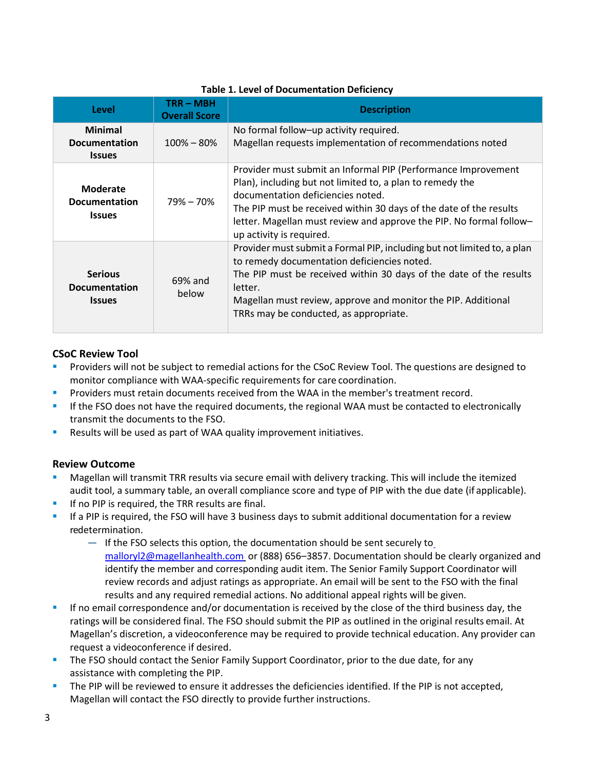**Table 1. Level of Documentation Deficiency**

| Level | TRR – MBH Overall Score | Description |
|---|---|---|
| **Minimal Documentation Issues** | 100% – 80% | No formal follow–up activity required. Magellan requests implementation of recommendations noted |
| **Moderate Documentation Issues** | 79% – 70% | Provider must submit an Informal PIP (Performance Improvement Plan), including but not limited to, a plan to remedy the documentation deficiencies noted. The PIP must be received within 30 days of the date of the results letter. Magellan must review and approve the PIP. No formal follow–up activity is required. |
| **Serious Documentation Issues** | 69% and below | Provider must submit a Formal PIP, including but not limited to, a plan to remedy documentation deficiencies noted. The PIP must be received within 30 days of the date of the results letter. Magellan must review, approve and monitor the PIP. Additional TRRs may be conducted, as appropriate. |

### CSoC Review Tool

- Providers will not be subject to remedial actions for the CSoC Review Tool. The questions are designed to monitor compliance with WAA-specific requirements for care coordination.
- Providers must retain documents received from the WAA in the member's treatment record.
- If the FSO does not have the required documents, the regional WAA must be contacted to electronically transmit the documents to the FSO.
- Results will be used as part of WAA quality improvement initiatives.

### Review Outcome

- Magellan will transmit TRR results via secure email with delivery tracking. This will include the itemized audit tool, a summary table, an overall compliance score and type of PIP with the due date (if applicable).
- If no PIP is required, the TRR results are final.
- If a PIP is required, the FSO will have 3 business days to submit additional documentation for a review redetermination.
  - If the FSO selects this option, the documentation should be sent securely to malloryl2@magellanhealth.com or (888) 656–3857. Documentation should be clearly organized and identify the member and corresponding audit item. The Senior Family Support Coordinator will review records and adjust ratings as appropriate. An email will be sent to the FSO with the final results and any required remedial actions. No additional appeal rights will be given.
- If no email correspondence and/or documentation is received by the close of the third business day, the ratings will be considered final. The FSO should submit the PIP as outlined in the original results email. At Magellan's discretion, a videoconference may be required to provide technical education. Any provider can request a videoconference if desired.
- The FSO should contact the Senior Family Support Coordinator, prior to the due date, for any assistance with completing the PIP.
- The PIP will be reviewed to ensure it addresses the deficiencies identified. If the PIP is not accepted, Magellan will contact the FSO directly to provide further instructions.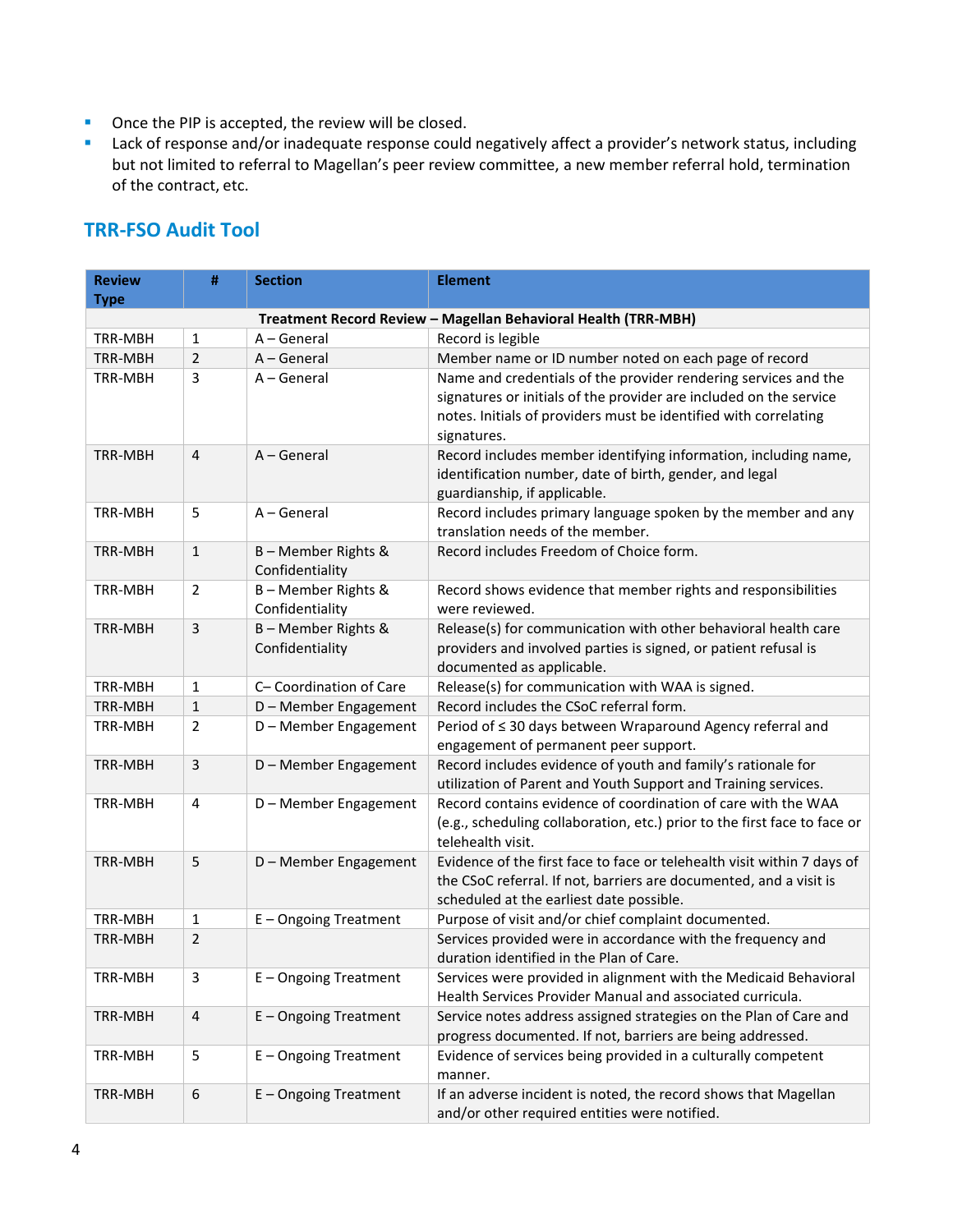- Once the PIP is accepted, the review will be closed.
- Lack of response and/or inadequate response could negatively affect a provider's network status, including but not limited to referral to Magellan's peer review committee, a new member referral hold, termination of the contract, etc.

## TRR-FSO Audit Tool

| Review Type | # | Section | Element |
|---|---|---|---|
| **Treatment Record Review – Magellan Behavioral Health (TRR-MBH)** | | | |
| TRR-MBH | 1 | A – General | Record is legible |
| TRR-MBH | 2 | A – General | Member name or ID number noted on each page of record |
| TRR-MBH | 3 | A – General | Name and credentials of the provider rendering services and the signatures or initials of the provider are included on the service notes. Initials of providers must be identified with correlating signatures. |
| TRR-MBH | 4 | A – General | Record includes member identifying information, including name, identification number, date of birth, gender, and legal guardianship, if applicable. |
| TRR-MBH | 5 | A – General | Record includes primary language spoken by the member and any translation needs of the member. |
| TRR-MBH | 1 | B – Member Rights & Confidentiality | Record includes Freedom of Choice form. |
| TRR-MBH | 2 | B – Member Rights & Confidentiality | Record shows evidence that member rights and responsibilities were reviewed. |
| TRR-MBH | 3 | B – Member Rights & Confidentiality | Release(s) for communication with other behavioral health care providers and involved parties is signed, or patient refusal is documented as applicable. |
| TRR-MBH | 1 | C– Coordination of Care | Release(s) for communication with WAA is signed. |
| TRR-MBH | 1 | D – Member Engagement | Record includes the CSoC referral form. |
| TRR-MBH | 2 | D – Member Engagement | Period of ≤ 30 days between Wraparound Agency referral and engagement of permanent peer support. |
| TRR-MBH | 3 | D – Member Engagement | Record includes evidence of youth and family's rationale for utilization of Parent and Youth Support and Training services. |
| TRR-MBH | 4 | D – Member Engagement | Record contains evidence of coordination of care with the WAA (e.g., scheduling collaboration, etc.) prior to the first face to face or telehealth visit. |
| TRR-MBH | 5 | D – Member Engagement | Evidence of the first face to face or telehealth visit within 7 days of the CSoC referral. If not, barriers are documented, and a visit is scheduled at the earliest date possible. |
| TRR-MBH | 1 | E – Ongoing Treatment | Purpose of visit and/or chief complaint documented. |
| TRR-MBH | 2 | | Services provided were in accordance with the frequency and duration identified in the Plan of Care. |
| TRR-MBH | 3 | E – Ongoing Treatment | Services were provided in alignment with the Medicaid Behavioral Health Services Provider Manual and associated curricula. |
| TRR-MBH | 4 | E – Ongoing Treatment | Service notes address assigned strategies on the Plan of Care and progress documented. If not, barriers are being addressed. |
| TRR-MBH | 5 | E – Ongoing Treatment | Evidence of services being provided in a culturally competent manner. |
| TRR-MBH | 6 | E – Ongoing Treatment | If an adverse incident is noted, the record shows that Magellan and/or other required entities were notified. |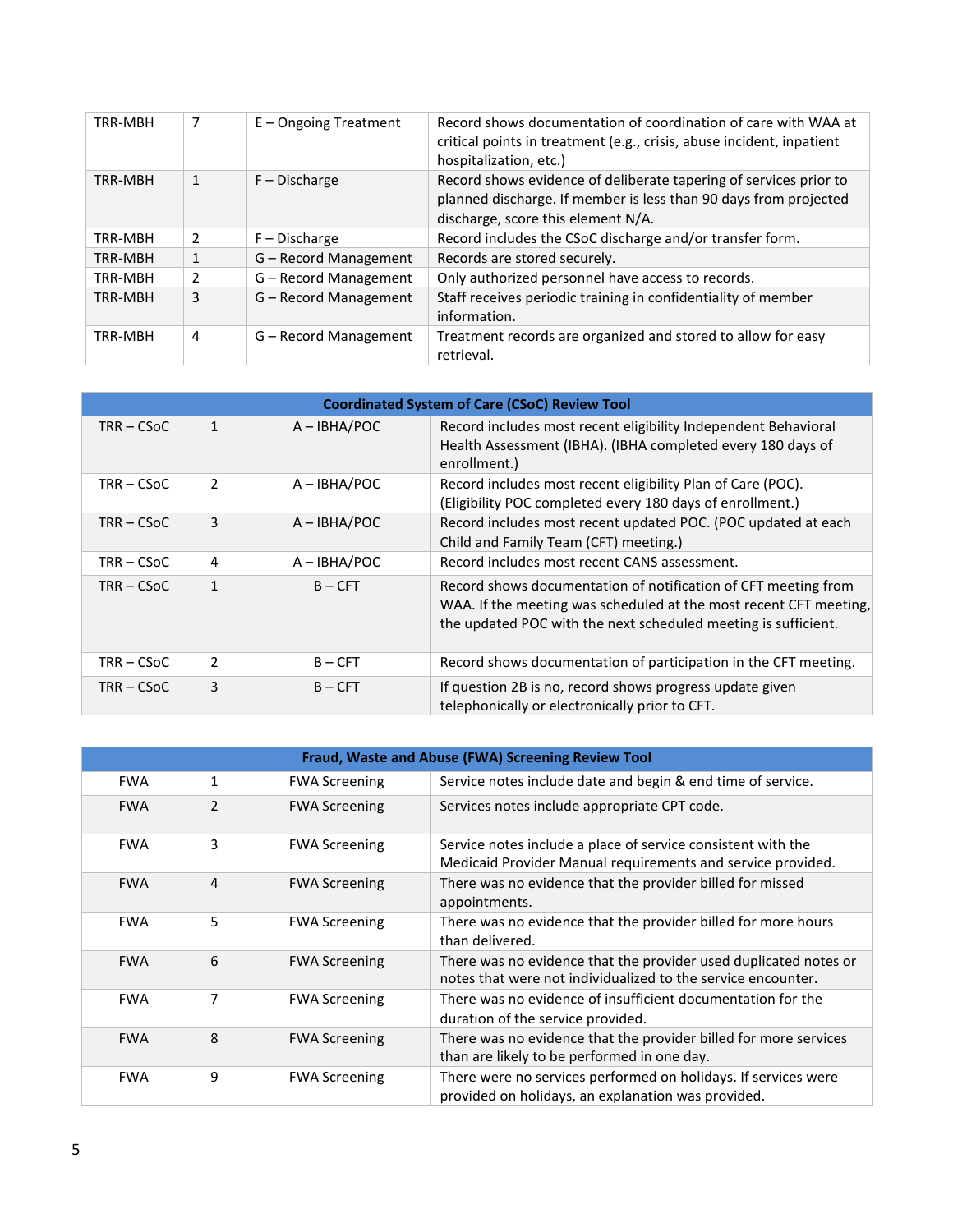| | | | |
|---|---|---|---|
| TRR-MBH | 7 | E – Ongoing Treatment | Record shows documentation of coordination of care with WAA at critical points in treatment (e.g., crisis, abuse incident, inpatient hospitalization, etc.) |
| TRR-MBH | 1 | F – Discharge | Record shows evidence of deliberate tapering of services prior to planned discharge. If member is less than 90 days from projected discharge, score this element N/A. |
| TRR-MBH | 2 | F – Discharge | Record includes the CSoC discharge and/or transfer form. |
| TRR-MBH | 1 | G – Record Management | Records are stored securely. |
| TRR-MBH | 2 | G – Record Management | Only authorized personnel have access to records. |
| TRR-MBH | 3 | G – Record Management | Staff receives periodic training in confidentiality of member information. |
| TRR-MBH | 4 | G – Record Management | Treatment records are organized and stored to allow for easy retrieval. |

| **Coordinated System of Care (CSoC) Review Tool** | | | |
|---|---|---|---|
| TRR – CSoC | 1 | A – IBHA/POC | Record includes most recent eligibility Independent Behavioral Health Assessment (IBHA). (IBHA completed every 180 days of enrollment.) |
| TRR – CSoC | 2 | A – IBHA/POC | Record includes most recent eligibility Plan of Care (POC). (Eligibility POC completed every 180 days of enrollment.) |
| TRR – CSoC | 3 | A – IBHA/POC | Record includes most recent updated POC. (POC updated at each Child and Family Team (CFT) meeting.) |
| TRR – CSoC | 4 | A – IBHA/POC | Record includes most recent CANS assessment. |
| TRR – CSoC | 1 | B – CFT | Record shows documentation of notification of CFT meeting from WAA. If the meeting was scheduled at the most recent CFT meeting, the updated POC with the next scheduled meeting is sufficient. |
| TRR – CSoC | 2 | B – CFT | Record shows documentation of participation in the CFT meeting. |
| TRR – CSoC | 3 | B – CFT | If question 2B is no, record shows progress update given telephonically or electronically prior to CFT. |

| **Fraud, Waste and Abuse (FWA) Screening Review Tool** | | | |
|---|---|---|---|
| FWA | 1 | FWA Screening | Service notes include date and begin & end time of service. |
| FWA | 2 | FWA Screening | Services notes include appropriate CPT code. |
| FWA | 3 | FWA Screening | Service notes include a place of service consistent with the Medicaid Provider Manual requirements and service provided. |
| FWA | 4 | FWA Screening | There was no evidence that the provider billed for missed appointments. |
| FWA | 5 | FWA Screening | There was no evidence that the provider billed for more hours than delivered. |
| FWA | 6 | FWA Screening | There was no evidence that the provider used duplicated notes or notes that were not individualized to the service encounter. |
| FWA | 7 | FWA Screening | There was no evidence of insufficient documentation for the duration of the service provided. |
| FWA | 8 | FWA Screening | There was no evidence that the provider billed for more services than are likely to be performed in one day. |
| FWA | 9 | FWA Screening | There were no services performed on holidays. If services were provided on holidays, an explanation was provided. |